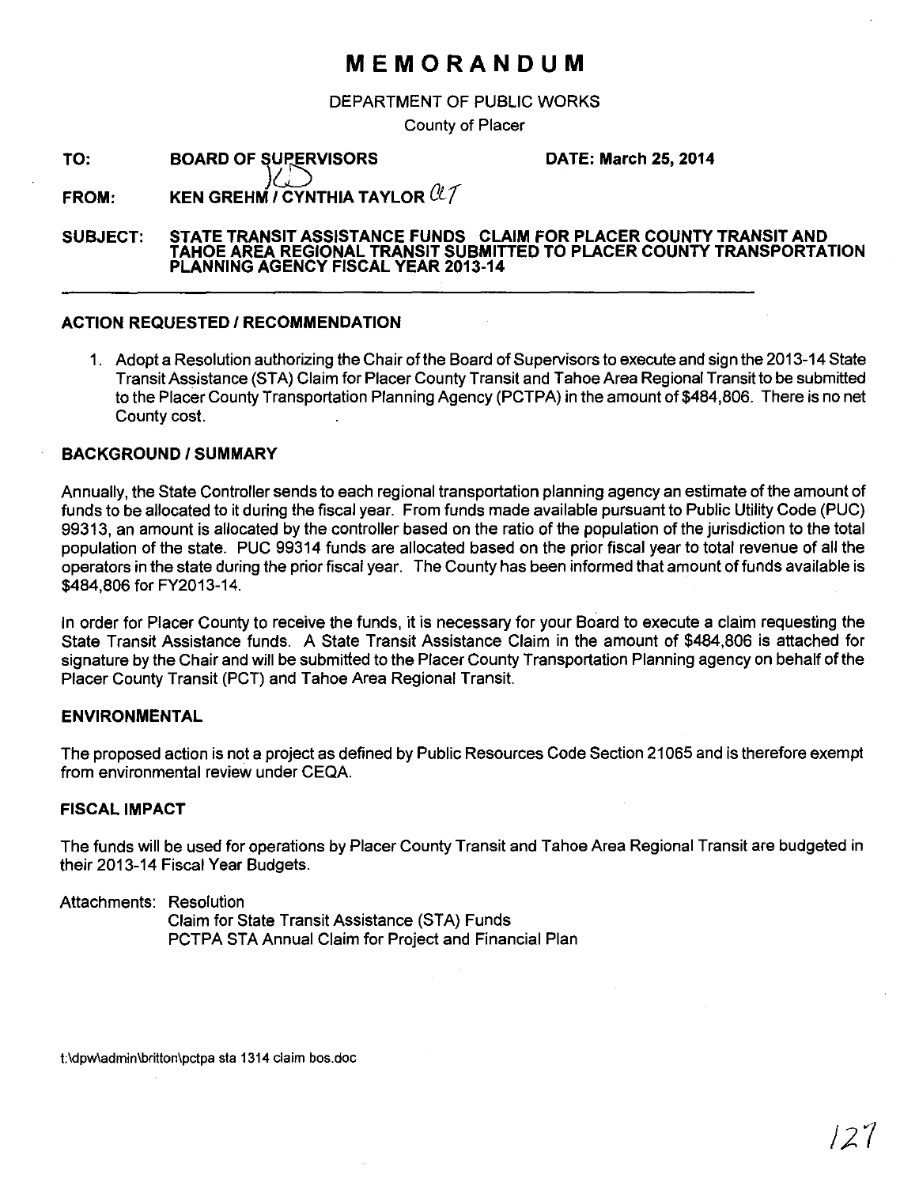# MEMORANDUM

DEPARTMENT OF PUBLIC WORKS

County of Placer

**TO:** **BOARD OF SUPERVISORS** **DATE: March 25, 2014**

**FROM:** **KEN GREHM / CYNTHIA TAYLOR**

**SUBJECT:** **STATE TRANSIT ASSISTANCE FUNDS CLAIM FOR PLACER COUNTY TRANSIT AND TAHOE AREA REGIONAL TRANSIT SUBMITTED TO PLACER COUNTY TRANSPORTATION PLANNING AGENCY FISCAL YEAR 2013-14**

---

## ACTION REQUESTED / RECOMMENDATION

1. Adopt a Resolution authorizing the Chair of the Board of Supervisors to execute and sign the 2013-14 State Transit Assistance (STA) Claim for Placer County Transit and Tahoe Area Regional Transit to be submitted to the Placer County Transportation Planning Agency (PCTPA) in the amount of $484,806. There is no net County cost.

## BACKGROUND / SUMMARY

Annually, the State Controller sends to each regional transportation planning agency an estimate of the amount of funds to be allocated to it during the fiscal year. From funds made available pursuant to Public Utility Code (PUC) 99313, an amount is allocated by the controller based on the ratio of the population of the jurisdiction to the total population of the state. PUC 99314 funds are allocated based on the prior fiscal year to total revenue of all the operators in the state during the prior fiscal year. The County has been informed that amount of funds available is $484,806 for FY2013-14.

In order for Placer County to receive the funds, it is necessary for your Board to execute a claim requesting the State Transit Assistance funds. A State Transit Assistance Claim in the amount of $484,806 is attached for signature by the Chair and will be submitted to the Placer County Transportation Planning agency on behalf of the Placer County Transit (PCT) and Tahoe Area Regional Transit.

## ENVIRONMENTAL

The proposed action is not a project as defined by Public Resources Code Section 21065 and is therefore exempt from environmental review under CEQA.

## FISCAL IMPACT

The funds will be used for operations by Placer County Transit and Tahoe Area Regional Transit are budgeted in their 2013-14 Fiscal Year Budgets.

Attachments: Resolution
Claim for State Transit Assistance (STA) Funds
PCTPA STA Annual Claim for Project and Financial Plan

t:\dpw\admin\britton\pctpa sta 1314 claim bos.doc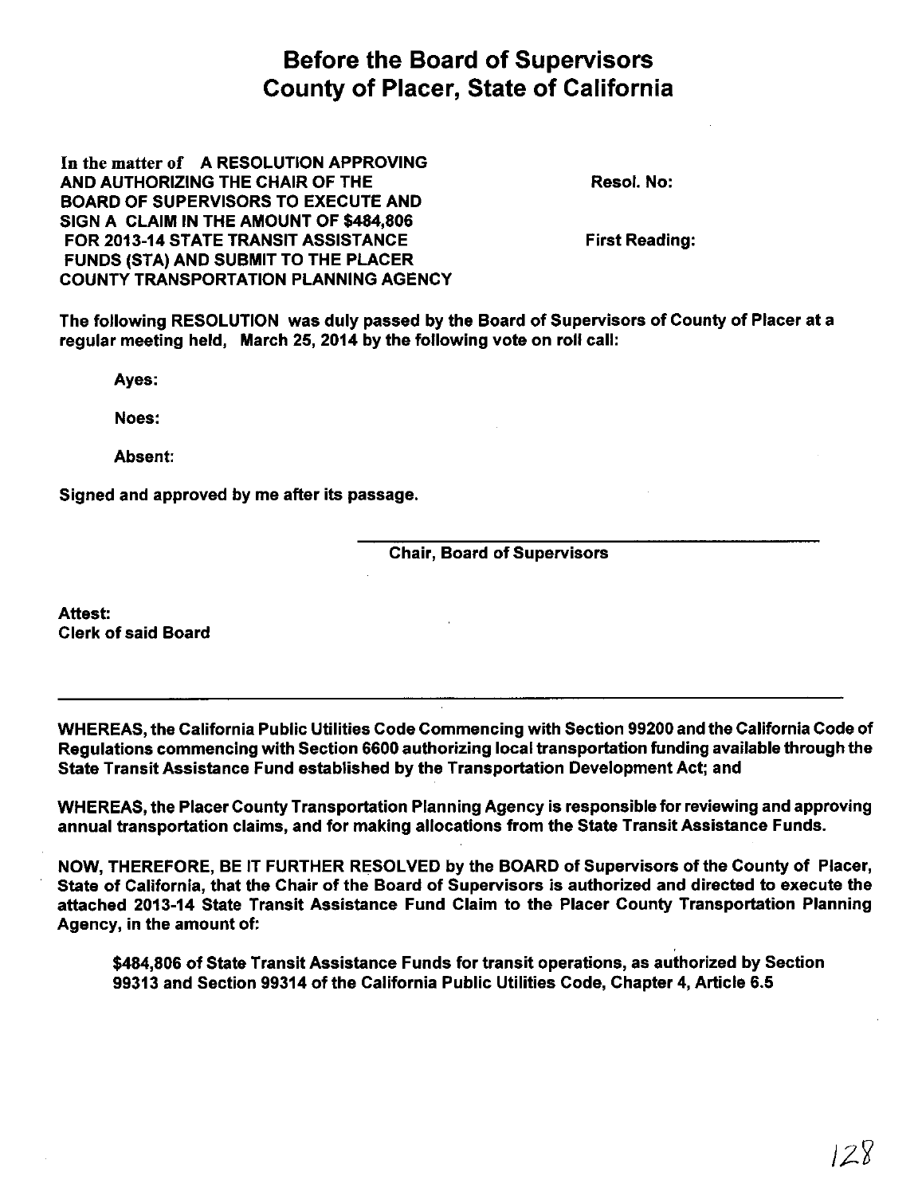# Before the Board of Supervisors
# County of Placer, State of California

In the matter of A RESOLUTION APPROVING AND AUTHORIZING THE CHAIR OF THE BOARD OF SUPERVISORS TO EXECUTE AND SIGN A CLAIM IN THE AMOUNT OF $484,806 FOR 2013-14 STATE TRANSIT ASSISTANCE FUNDS (STA) AND SUBMIT TO THE PLACER COUNTY TRANSPORTATION PLANNING AGENCY

**Resol. No:**

**First Reading:**

**The following RESOLUTION was duly passed by the Board of Supervisors of County of Placer at a regular meeting held, March 25, 2014 by the following vote on roll call:**

**Ayes:**

**Noes:**

**Absent:**

**Signed and approved by me after its passage.**

**Chair, Board of Supervisors**

**Attest:**
**Clerk of said Board**

---

**WHEREAS, the California Public Utilities Code Commencing with Section 99200 and the California Code of Regulations commencing with Section 6600 authorizing local transportation funding available through the State Transit Assistance Fund established by the Transportation Development Act; and**

**WHEREAS, the Placer County Transportation Planning Agency is responsible for reviewing and approving annual transportation claims, and for making allocations from the State Transit Assistance Funds.**

**NOW, THEREFORE, BE IT FURTHER RESOLVED by the BOARD of Supervisors of the County of Placer, State of California, that the Chair of the Board of Supervisors is authorized and directed to execute the attached 2013-14 State Transit Assistance Fund Claim to the Placer County Transportation Planning Agency, in the amount of:**

> **$484,806 of State Transit Assistance Funds for transit operations, as authorized by Section 99313 and Section 99314 of the California Public Utilities Code, Chapter 4, Article 6.5**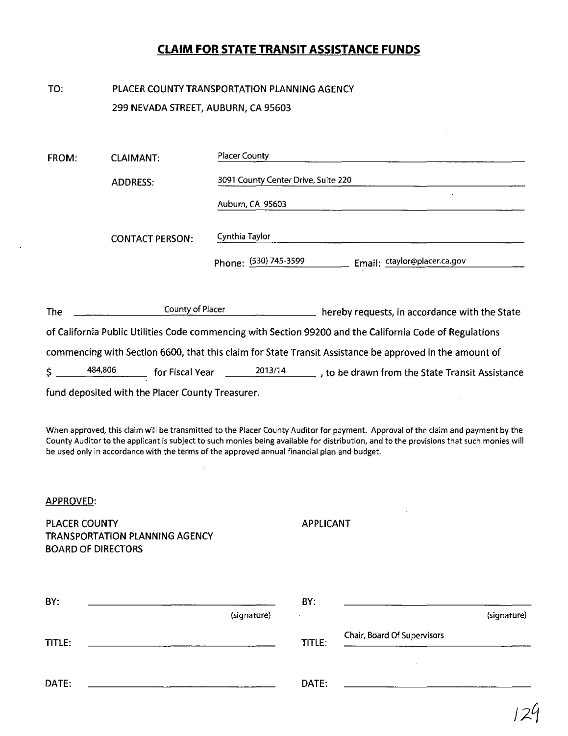# CLAIM FOR STATE TRANSIT ASSISTANCE FUNDS

TO: PLACER COUNTY TRANSPORTATION PLANNING AGENCY
299 NEVADA STREET, AUBURN, CA 95603

FROM:

CLAIMANT: Placer County

ADDRESS: 3091 County Center Drive, Suite 220
Auburn, CA 95603

CONTACT PERSON: Cynthia Taylor

Phone: (530) 745-3599 Email: ctaylor@placer.ca.gov

The County of Placer hereby requests, in accordance with the State of California Public Utilities Code commencing with Section 99200 and the California Code of Regulations commencing with Section 6600, that this claim for State Transit Assistance be approved in the amount of $ 484,806 for Fiscal Year 2013/14, to be drawn from the State Transit Assistance fund deposited with the Placer County Treasurer.

When approved, this claim will be transmitted to the Placer County Auditor for payment. Approval of the claim and payment by the County Auditor to the applicant is subject to such monies being available for distribution, and to the provisions that such monies will be used only in accordance with the terms of the approved annual financial plan and budget.

APPROVED:

| PLACER COUNTY TRANSPORTATION PLANNING AGENCY BOARD OF DIRECTORS | APPLICANT |
|---|---|
| BY: ______________ (signature) | BY: ______________ (signature) |
| TITLE: ______________ | TITLE: Chair, Board Of Supervisors |
| DATE: ______________ | DATE: ______________ |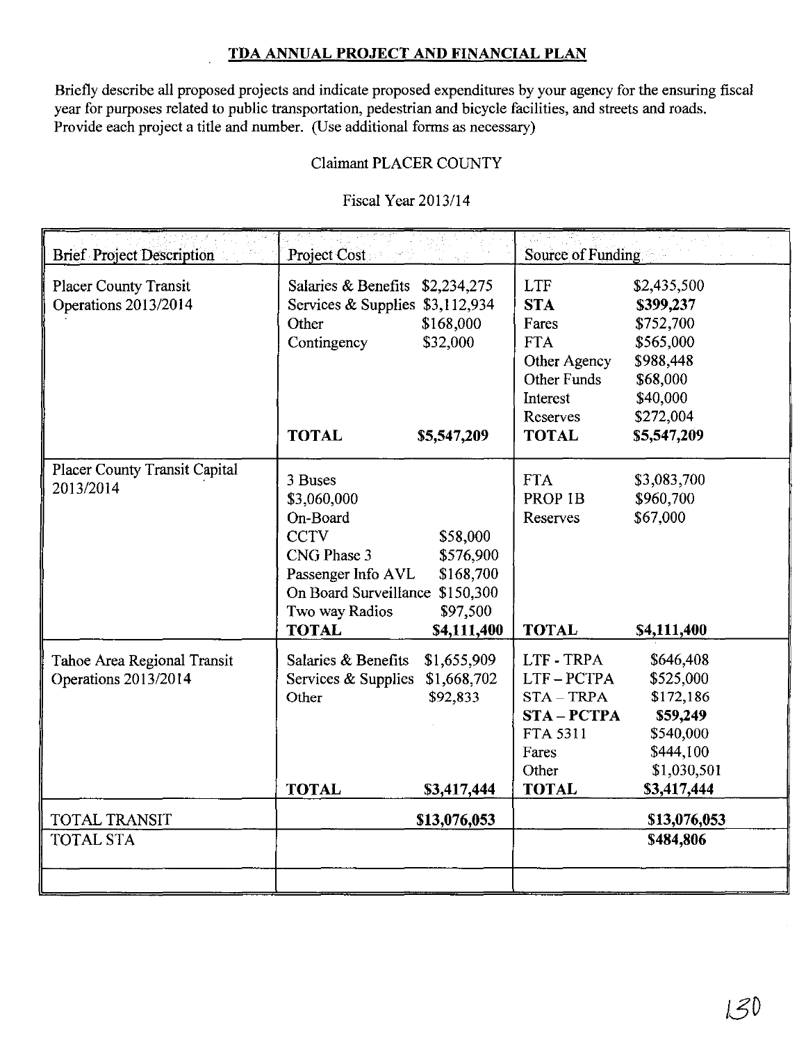**TDA ANNUAL PROJECT AND FINANCIAL PLAN**

Briefly describe all proposed projects and indicate proposed expenditures by your agency for the ensuring fiscal year for purposes related to public transportation, pedestrian and bicycle facilities, and streets and roads. Provide each project a title and number. (Use additional forms as necessary)

Claimant PLACER COUNTY

Fiscal Year 2013/14

| Brief Project Description | Project Cost | | Source of Funding | |
|---|---|---|---|---|
| Placer County Transit Operations 2013/2014 | Salaries & Benefits | $2,234,275 | LTF | $2,435,500 |
| | Services & Supplies | $3,112,934 | **STA** | **$399,237** |
| | Other | $168,000 | Fares | $752,700 |
| | Contingency | $32,000 | FTA | $565,000 |
| | | | Other Agency | $988,448 |
| | | | Other Funds | $68,000 |
| | | | Interest | $40,000 |
| | | | Reserves | $272,004 |
| | **TOTAL** | **$5,547,209** | **TOTAL** | **$5,547,209** |
| Placer County Transit Capital 2013/2014 | 3 Buses $3,060,000 | | FTA | $3,083,700 |
| | On-Board | | PROP 1B | $960,700 |
| | CCTV | $58,000 | Reserves | $67,000 |
| | CNG Phase 3 | $576,900 | | |
| | Passenger Info AVL | $168,700 | | |
| | On Board Surveillance | $150,300 | | |
| | Two way Radios | $97,500 | | |
| | **TOTAL** | **$4,111,400** | **TOTAL** | **$4,111,400** |
| Tahoe Area Regional Transit Operations 2013/2014 | Salaries & Benefits | $1,655,909 | LTF - TRPA | $646,408 |
| | Services & Supplies | $1,668,702 | LTF – PCTPA | $525,000 |
| | Other | $92,833 | STA – TRPA | $172,186 |
| | | | **STA – PCTPA** | **$59,249** |
| | | | FTA 5311 | $540,000 |
| | | | Fares | $444,100 |
| | | | Other | $1,030,501 |
| | **TOTAL** | **$3,417,444** | **TOTAL** | **$3,417,444** |
| TOTAL TRANSIT | | **$13,076,053** | | **$13,076,053** |
| TOTAL STA | | | | **$484,806** |
| | | | | |